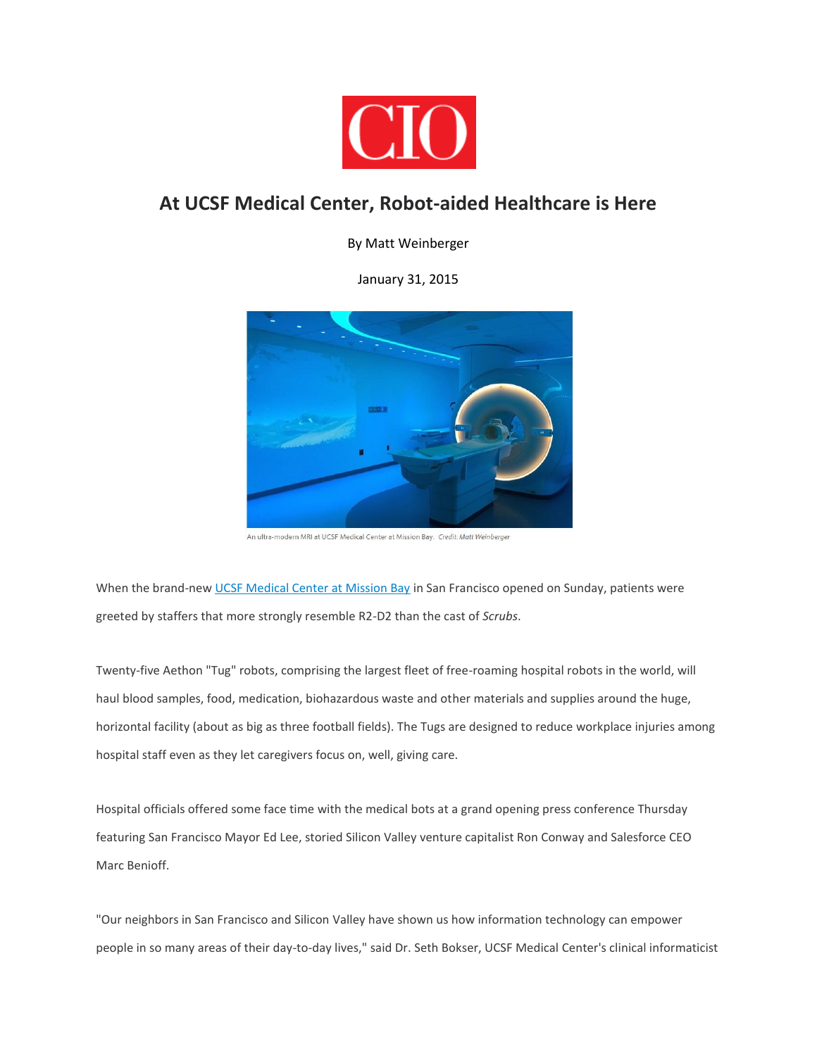CIO

# At UCSF Medical Center, Robot-aided Healthcare is Here

By Matt Weinberger

January 31, 2015

An ultra-modern MRI at UCSF Medical Center at Mission Bay. *Credit: Matt Weinberger*

When the brand-new [UCSF Medical Center at Mission Bay](#) in San Francisco opened on Sunday, patients were greeted by staffers that more strongly resemble R2-D2 than the cast of *Scrubs*.

Twenty-five Aethon "Tug" robots, comprising the largest fleet of free-roaming hospital robots in the world, will haul blood samples, food, medication, biohazardous waste and other materials and supplies around the huge, horizontal facility (about as big as three football fields). The Tugs are designed to reduce workplace injuries among hospital staff even as they let caregivers focus on, well, giving care.

Hospital officials offered some face time with the medical bots at a grand opening press conference Thursday featuring San Francisco Mayor Ed Lee, storied Silicon Valley venture capitalist Ron Conway and Salesforce CEO Marc Benioff.

"Our neighbors in San Francisco and Silicon Valley have shown us how information technology can empower people in so many areas of their day-to-day lives," said Dr. Seth Bokser, UCSF Medical Center's clinical informaticist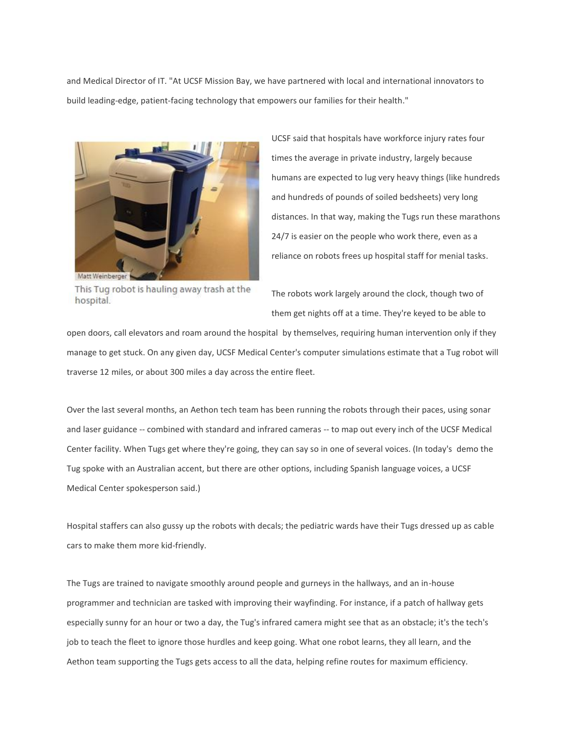and Medical Director of IT. "At UCSF Mission Bay, we have partnered with local and international innovators to build leading-edge, patient-facing technology that empowers our families for their health."

Matt Weinberger

This Tug robot is hauling away trash at the hospital.

UCSF said that hospitals have workforce injury rates four times the average in private industry, largely because humans are expected to lug very heavy things (like hundreds and hundreds of pounds of soiled bedsheets) very long distances. In that way, making the Tugs run these marathons 24/7 is easier on the people who work there, even as a reliance on robots frees up hospital staff for menial tasks.

The robots work largely around the clock, though two of them get nights off at a time. They're keyed to be able to open doors, call elevators and roam around the hospital by themselves, requiring human intervention only if they manage to get stuck. On any given day, UCSF Medical Center's computer simulations estimate that a Tug robot will traverse 12 miles, or about 300 miles a day across the entire fleet.

Over the last several months, an Aethon tech team has been running the robots through their paces, using sonar and laser guidance -- combined with standard and infrared cameras -- to map out every inch of the UCSF Medical Center facility. When Tugs get where they're going, they can say so in one of several voices. (In today's demo the Tug spoke with an Australian accent, but there are other options, including Spanish language voices, a UCSF Medical Center spokesperson said.)

Hospital staffers can also gussy up the robots with decals; the pediatric wards have their Tugs dressed up as cable cars to make them more kid-friendly.

The Tugs are trained to navigate smoothly around people and gurneys in the hallways, and an in-house programmer and technician are tasked with improving their wayfinding. For instance, if a patch of hallway gets especially sunny for an hour or two a day, the Tug's infrared camera might see that as an obstacle; it's the tech's job to teach the fleet to ignore those hurdles and keep going. What one robot learns, they all learn, and the Aethon team supporting the Tugs gets access to all the data, helping refine routes for maximum efficiency.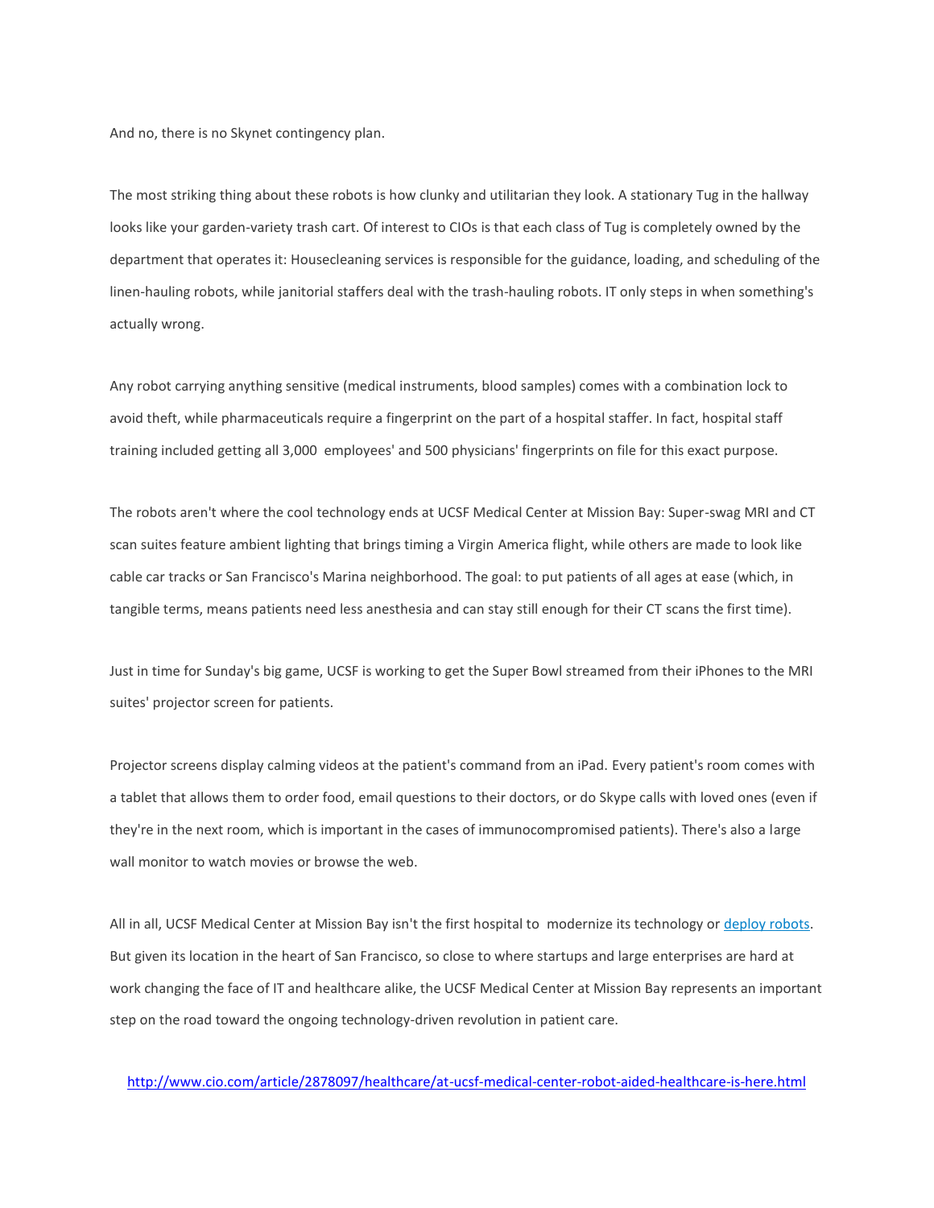And no, there is no Skynet contingency plan.

The most striking thing about these robots is how clunky and utilitarian they look. A stationary Tug in the hallway looks like your garden-variety trash cart. Of interest to CIOs is that each class of Tug is completely owned by the department that operates it: Housecleaning services is responsible for the guidance, loading, and scheduling of the linen-hauling robots, while janitorial staffers deal with the trash-hauling robots. IT only steps in when something's actually wrong.

Any robot carrying anything sensitive (medical instruments, blood samples) comes with a combination lock to avoid theft, while pharmaceuticals require a fingerprint on the part of a hospital staffer. In fact, hospital staff training included getting all 3,000 employees' and 500 physicians' fingerprints on file for this exact purpose.

The robots aren't where the cool technology ends at UCSF Medical Center at Mission Bay: Super-swag MRI and CT scan suites feature ambient lighting that brings timing a Virgin America flight, while others are made to look like cable car tracks or San Francisco's Marina neighborhood. The goal: to put patients of all ages at ease (which, in tangible terms, means patients need less anesthesia and can stay still enough for their CT scans the first time).

Just in time for Sunday's big game, UCSF is working to get the Super Bowl streamed from their iPhones to the MRI suites' projector screen for patients.

Projector screens display calming videos at the patient's command from an iPad. Every patient's room comes with a tablet that allows them to order food, email questions to their doctors, or do Skype calls with loved ones (even if they're in the next room, which is important in the cases of immunocompromised patients). There's also a large wall monitor to watch movies or browse the web.

All in all, UCSF Medical Center at Mission Bay isn't the first hospital to modernize its technology or [deploy robots](). But given its location in the heart of San Francisco, so close to where startups and large enterprises are hard at work changing the face of IT and healthcare alike, the UCSF Medical Center at Mission Bay represents an important step on the road toward the ongoing technology-driven revolution in patient care.

http://www.cio.com/article/2878097/healthcare/at-ucsf-medical-center-robot-aided-healthcare-is-here.html